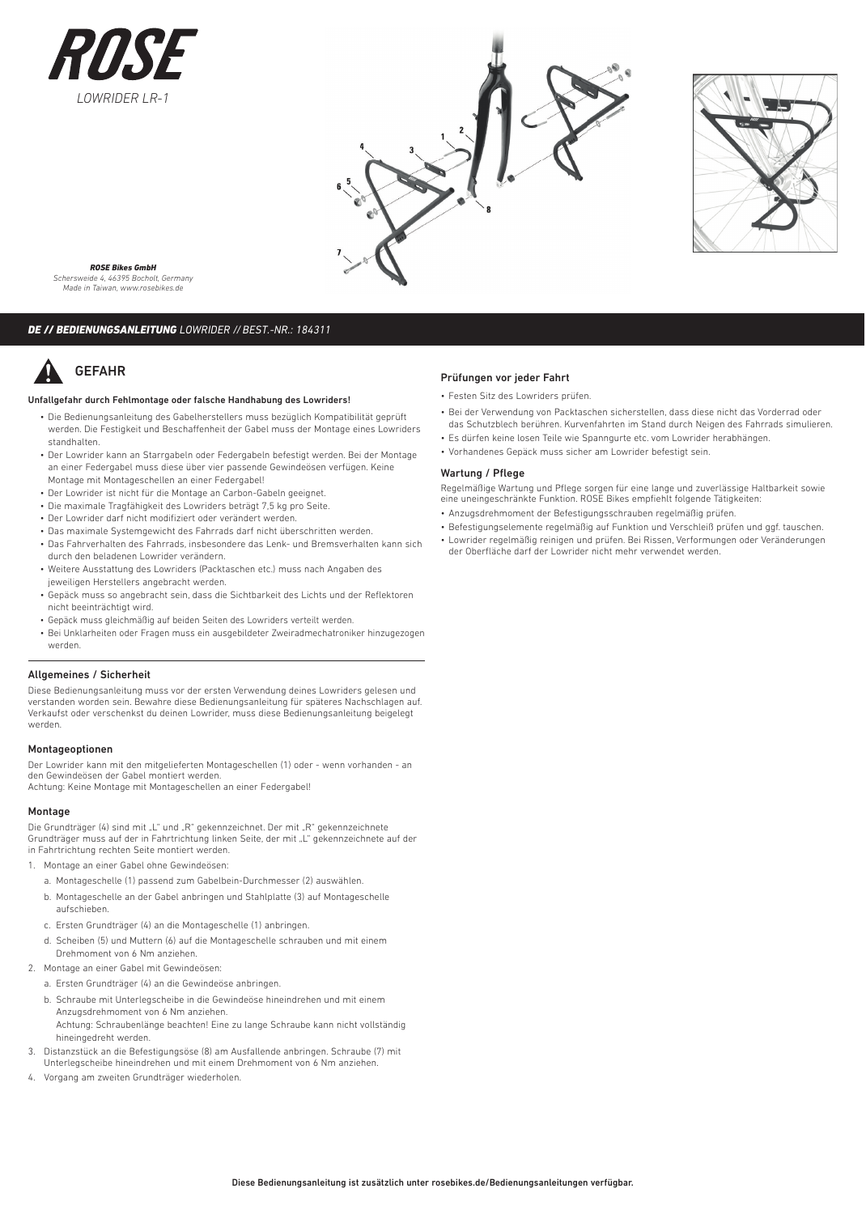# ROSE

LOWRIDER LR-1

***ROSE Bikes GmbH***
*Schersweide 4, 46395 Bocholt, Germany*
*Made in Taiwan, www.rosebikes.de*

## ***DE // BEDIENUNGSANLEITUNG*** *LOWRIDER // BEST.-NR.: 184311*

### GEFAHR

**Unfallgefahr durch Fehlmontage oder falsche Handhabung des Lowriders!**

- Die Bedienungsanleitung des Gabelherstellers muss bezüglich Kompatibilität geprüft werden. Die Festigkeit und Beschaffenheit der Gabel muss der Montage eines Lowriders standhalten.
- Der Lowrider kann an Starrgabeln oder Federgabeln befestigt werden. Bei der Montage an einer Federgabel muss diese über vier passende Gewindeösen verfügen. Keine Montage mit Montageschellen an einer Federgabel!
- Der Lowrider ist nicht für die Montage an Carbon-Gabeln geeignet.
- Die maximale Tragfähigkeit des Lowriders beträgt 7,5 kg pro Seite.
- Der Lowrider darf nicht modifiziert oder verändert werden.
- Das maximale Systemgewicht des Fahrrads darf nicht überschritten werden.
- Das Fahrverhalten des Fahrrads, insbesondere das Lenk- und Bremsverhalten kann sich durch den beladenen Lowrider verändern.
- Weitere Ausstattung des Lowriders (Packtaschen etc.) muss nach Angaben des jeweiligen Herstellers angebracht werden.
- Gepäck muss so angebracht sein, dass die Sichtbarkeit des Lichts und der Reflektoren nicht beeinträchtigt wird.
- Gepäck muss gleichmäßig auf beiden Seiten des Lowriders verteilt werden.
- Bei Unklarheiten oder Fragen muss ein ausgebildeter Zweiradmechatroniker hinzugezogen werden.

### Allgemeines / Sicherheit

Diese Bedienungsanleitung muss vor der ersten Verwendung deines Lowriders gelesen und verstanden worden sein. Bewahre diese Bedienungsanleitung für späteres Nachschlagen auf. Verkaufst oder verschenkst du deinen Lowrider, muss diese Bedienungsanleitung beigelegt werden.

### Montageoptionen

Der Lowrider kann mit den mitgelieferten Montageschellen (1) oder - wenn vorhanden - an den Gewindeösen der Gabel montiert werden.
Achtung: Keine Montage mit Montageschellen an einer Federgabel!

### Montage

Die Grundträger (4) sind mit „L" und „R" gekennzeichnet. Der mit „R" gekennzeichnete Grundträger muss auf der in Fahrtrichtung linken Seite, der mit „L" gekennzeichnete auf der in Fahrtrichtung rechten Seite montiert werden.

1. Montage an einer Gabel ohne Gewindeösen:
   a. Montageschelle (1) passend zum Gabelbein-Durchmesser (2) auswählen.
   b. Montageschelle an der Gabel anbringen und Stahlplatte (3) auf Montageschelle aufschieben.
   c. Ersten Grundträger (4) an die Montageschelle (1) anbringen.
   d. Scheiben (5) und Muttern (6) auf die Montageschelle schrauben und mit einem Drehmoment von 6 Nm anziehen.
2. Montage an einer Gabel mit Gewindeösen:
   a. Ersten Grundträger (4) an die Gewindeöse anbringen.
   b. Schraube mit Unterlegscheibe in die Gewindeöse hineindrehen und mit einem Anzugsdrehmoment von 6 Nm anziehen.
   Achtung: Schraubenlänge beachten! Eine zu lange Schraube kann nicht vollständig hineingedreht werden.
3. Distanzstück an die Befestigungsöse (8) am Ausfallende anbringen. Schraube (7) mit Unterlegscheibe hineindrehen und mit einem Drehmoment von 6 Nm anziehen.
4. Vorgang am zweiten Grundträger wiederholen.

### Prüfungen vor jeder Fahrt

- Festen Sitz des Lowriders prüfen.
- Bei der Verwendung von Packtaschen sicherstellen, dass diese nicht das Vorderrad oder das Schutzblech berühren. Kurvenfahrten im Stand durch Neigen des Fahrrads simulieren.
- Es dürfen keine losen Teile wie Spanngurte etc. vom Lowrider herabhängen.
- Vorhandenes Gepäck muss sicher am Lowrider befestigt sein.

### Wartung / Pflege

Regelmäßige Wartung und Pflege sorgen für eine lange und zuverlässige Haltbarkeit sowie eine uneingeschränkte Funktion. ROSE Bikes empfiehlt folgende Tätigkeiten:

- Anzugsdrehmoment der Befestigungsschrauben regelmäßig prüfen.
- Befestigungselemente regelmäßig auf Funktion und Verschleiß prüfen und ggf. tauschen.
- Lowrider regelmäßig reinigen und prüfen. Bei Rissen, Verformungen oder Veränderungen der Oberfläche darf der Lowrider nicht mehr verwendet werden.

**Diese Bedienungsanleitung ist zusätzlich unter rosebikes.de/Bedienungsanleitungen verfügbar.**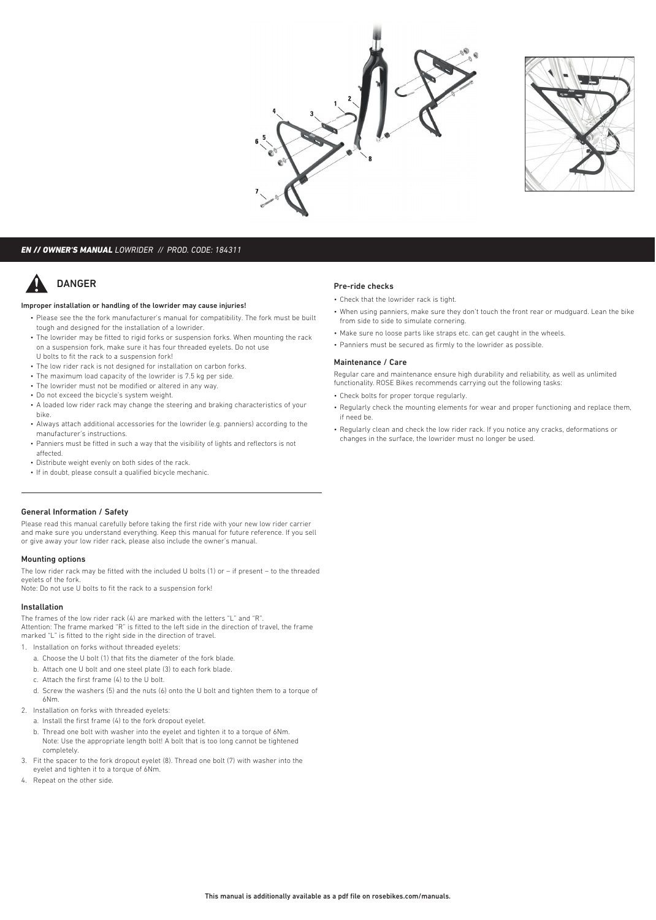***EN // OWNER'S MANUAL*** *LOWRIDER // PROD. CODE: 184311*

## DANGER

**Improper installation or handling of the lowrider may cause injuries!**

- Please see the the fork manufacturer's manual for compatibility. The fork must be built tough and designed for the installation of a lowrider.
- The lowrider may be fitted to rigid forks or suspension forks. When mounting the rack on a suspension fork, make sure it has four threaded eyelets. Do not use U bolts to fit the rack to a suspension fork!
- The low rider rack is not designed for installation on carbon forks.
- The maximum load capacity of the lowrider is 7.5 kg per side.
- The lowrider must not be modified or altered in any way.
- Do not exceed the bicycle's system weight.
- A loaded low rider rack may change the steering and braking characteristics of your bike.
- Always attach additional accessories for the lowrider (e.g. panniers) according to the manufacturer's instructions.
- Panniers must be fitted in such a way that the visibility of lights and reflectors is not affected.
- Distribute weight evenly on both sides of the rack.
- If in doubt, please consult a qualified bicycle mechanic.

### General Information / Safety

Please read this manual carefully before taking the first ride with your new low rider carrier and make sure you understand everything. Keep this manual for future reference. If you sell or give away your low rider rack, please also include the owner's manual.

### Mounting options

The low rider rack may be fitted with the included U bolts (1) or – if present – to the threaded eyelets of the fork.
Note: Do not use U bolts to fit the rack to a suspension fork!

### Installation

The frames of the low rider rack (4) are marked with the letters "L" and "R".
Attention: The frame marked "R" is fitted to the left side in the direction of travel, the frame marked "L" is fitted to the right side in the direction of travel.

1. Installation on forks without threaded eyelets:
   a. Choose the U bolt (1) that fits the diameter of the fork blade.
   b. Attach one U bolt and one steel plate (3) to each fork blade.
   c. Attach the first frame (4) to the U bolt.
   d. Screw the washers (5) and the nuts (6) onto the U bolt and tighten them to a torque of 6Nm.
2. Installation on forks with threaded eyelets:
   a. Install the first frame (4) to the fork dropout eyelet.
   b. Thread one bolt with washer into the eyelet and tighten it to a torque of 6Nm.
      Note: Use the appropriate length bolt! A bolt that is too long cannot be tightened completely.
3. Fit the spacer to the fork dropout eyelet (8). Thread one bolt (7) with washer into the eyelet and tighten it to a torque of 6Nm.
4. Repeat on the other side.

### Pre-ride checks

- Check that the lowrider rack is tight.
- When using panniers, make sure they don't touch the front rear or mudguard. Lean the bike from side to side to simulate cornering.
- Make sure no loose parts like straps etc. can get caught in the wheels.
- Panniers must be secured as firmly to the lowrider as possible.

### Maintenance / Care

Regular care and maintenance ensure high durability and reliability, as well as unlimited functionality. ROSE Bikes recommends carrying out the following tasks:

- Check bolts for proper torque regularly.
- Regularly check the mounting elements for wear and proper functioning and replace them, if need be.
- Regularly clean and check the low rider rack. If you notice any cracks, deformations or changes in the surface, the lowrider must no longer be used.

**This manual is additionally available as a pdf file on rosebikes.com/manuals.**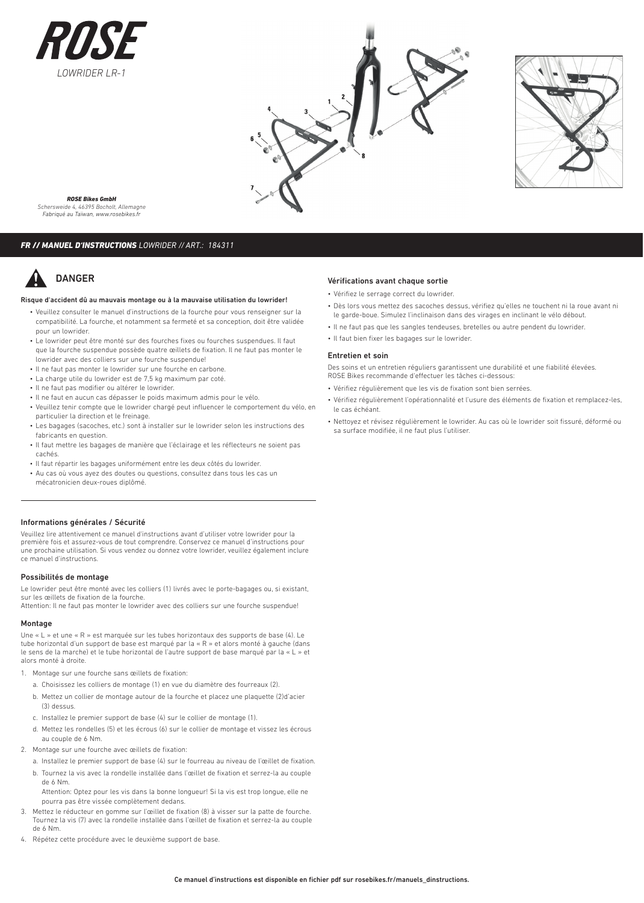# ROSE

LOWRIDER LR-1

**ROSE Bikes GmbH**
*Schersweide 4, 46395 Bocholt, Allemagne*
*Fabriqué au Taiwan, www.rosebikes.fr*

***FR // MANUEL D'INSTRUCTIONS*** *LOWRIDER // ART.: 184311*

## DANGER

**Risque d'accident dû au mauvais montage ou à la mauvaise utilisation du lowrider!**

- Veuillez consulter le manuel d'instructions de la fourche pour vous renseigner sur la compatibilité. La fourche, et notamment sa fermeté et sa conception, doit être validée pour un lowrider.
- Le lowrider peut être monté sur des fourches fixes ou fourches suspendues. Il faut que la fourche suspendue possède quatre œillets de fixation. Il ne faut pas monter le lowrider avec des colliers sur une fourche suspendue!
- Il ne faut pas monter le lowrider sur une fourche en carbone.
- La charge utile du lowrider est de 7,5 kg maximum par coté.
- Il ne faut pas modifier ou altérer le lowrider.
- Il ne faut en aucun cas dépasser le poids maximum admis pour le vélo.
- Veuillez tenir compte que le lowrider chargé peut influencer le comportement du vélo, en particulier la direction et le freinage.
- Les bagages (sacoches, etc.) sont à installer sur le lowrider selon les instructions des fabricants en question.
- Il faut mettre les bagages de manière que l'éclairage et les réflecteurs ne soient pas cachés.
- Il faut répartir les bagages uniformément entre les deux côtés du lowrider.
- Au cas où vous ayez des doutes ou questions, consultez dans tous les cas un mécatronicien deux-roues diplômé.

### Informations générales / Sécurité

Veuillez lire attentivement ce manuel d'instructions avant d'utiliser votre lowrider pour la première fois et assurez-vous de tout comprendre. Conservez ce manuel d'instructions pour une prochaine utilisation. Si vous vendez ou donnez votre lowrider, veuillez également inclure ce manuel d'instructions.

### Possibilités de montage

Le lowrider peut être monté avec les colliers (1) livrés avec le porte-bagages ou, si existant, sur les œillets de fixation de la fourche.
Attention: Il ne faut pas monter le lowrider avec des colliers sur une fourche suspendue!

### Montage

Une « L » et une « R » est marquée sur les tubes horizontaux des supports de base (4). Le tube horizontal d'un support de base est marqué par la « R » et alors monté à gauche (dans le sens de la marche) et le tube horizontal de l'autre support de base marqué par la « L » et alors monté à droite.

1. Montage sur une fourche sans œillets de fixation:
   a. Choisissez les colliers de montage (1) en vue du diamètre des fourreaux (2).
   b. Mettez un collier de montage autour de la fourche et placez une plaquette (2)d'acier (3) dessus.
   c. Installez le premier support de base (4) sur le collier de montage (1).
   d. Mettez les rondelles (5) et les écrous (6) sur le collier de montage et vissez les écrous au couple de 6 Nm.
2. Montage sur une fourche avec œillets de fixation:
   a. Installez le premier support de base (4) sur le fourreau au niveau de l'œillet de fixation.
   b. Tournez la vis avec la rondelle installée dans l'œillet de fixation et serrez-la au couple de 6 Nm.
   Attention: Optez pour les vis dans la bonne longueur! Si la vis est trop longue, elle ne pourra pas être vissée complètement dedans.
3. Mettez le réducteur en gomme sur l'œillet de fixation (8) à visser sur la patte de fourche. Tournez la vis (7) avec la rondelle installée dans l'œillet de fixation et serrez-la au couple de 6 Nm.
4. Répétez cette procédure avec le deuxième support de base.

### Vérifications avant chaque sortie

- Vérifiez le serrage correct du lowrider.
- Dès lors vous mettez des sacoches dessus, vérifiez qu'elles ne touchent ni la roue avant ni le garde-boue. Simulez l'inclinaison dans des virages en inclinant le vélo débout.
- Il ne faut pas que les sangles tendeuses, bretelles ou autre pendent du lowrider.
- Il faut bien fixer les bagages sur le lowrider.

### Entretien et soin

Des soins et un entretien réguliers garantissent une durabilité et une fiabilité élevées. ROSE Bikes recommande d'effectuer les tâches ci-dessous:

- Vérifiez régulièrement que les vis de fixation sont bien serrées.
- Vérifiez régulièrement l'opérationnalité et l'usure des éléments de fixation et remplacez-les, le cas échéant.
- Nettoyez et révisez régulièrement le lowrider. Au cas où le lowrider soit fissuré, déformé ou sa surface modifiée, il ne faut plus l'utiliser.

**Ce manuel d'instructions est disponible en fichier pdf sur rosebikes.fr/manuels_dinstructions.**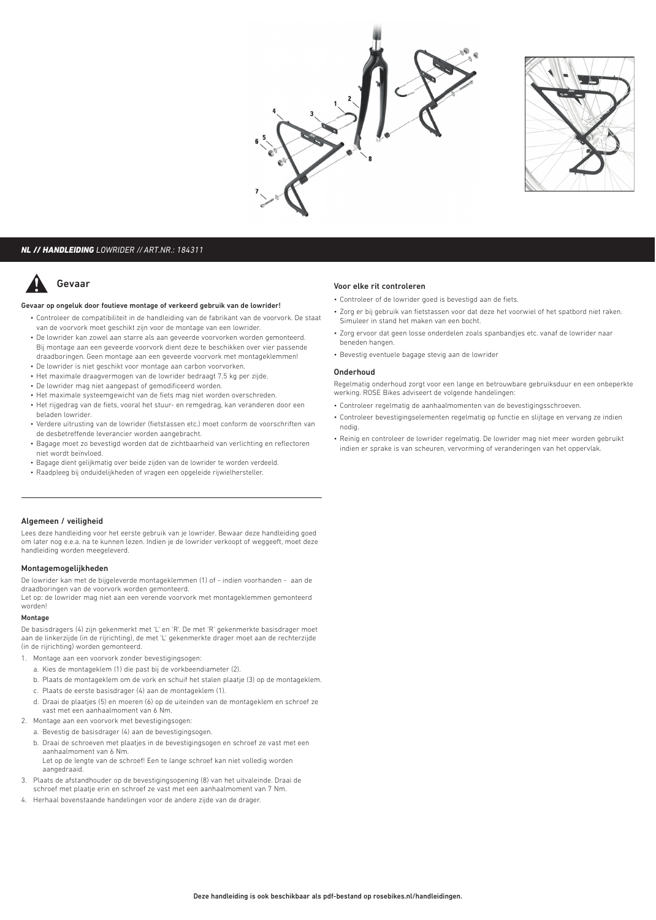1
2
3
4
5
6
7
8

***NL // HANDLEIDING*** *LOWRIDER // ART.NR.: 184311*

## Gevaar

**Gevaar op ongeluk door foutieve montage of verkeerd gebruik van de lowrider!**

- Controleer de compatibiliteit in de handleiding van de fabrikant van de voorvork. De staat van de voorvork moet geschikt zijn voor de montage van een lowrider.
- De lowrider kan zowel aan starre als aan geveerde voorvorken worden gemonteerd. Bij montage aan een geveerde voorvork dient deze te beschikken over vier passende draadboringen. Geen montage aan een geveerde voorvork met montageklemmen!
- De lowrider is niet geschikt voor montage aan carbon voorvorken.
- Het maximale draagvermogen van de lowrider bedraagt 7,5 kg per zijde.
- De lowrider mag niet aangepast of gemodificeerd worden.
- Het maximale systeemgewicht van de fiets mag niet worden overschreden.
- Het rijgedrag van de fiets, vooral het stuur- en remgedrag, kan veranderen door een beladen lowrider.
- Verdere uitrusting van de lowrider (fietstassen etc.) moet conform de voorschriften van de desbetreffende leverancier worden aangebracht.
- Bagage moet zo bevestigd worden dat de zichtbaarheid van verlichting en reflectoren niet wordt beïnvloed.
- Bagage dient gelijkmatig over beide zijden van de lowrider te worden verdeeld.
- Raadpleeg bij onduidelijkheden of vragen een opgeleide rijwielhersteller.

### Algemeen / veiligheid

Lees deze handleiding voor het eerste gebruik van je lowrider. Bewaar deze handleiding goed om later nog e.e.a. na te kunnen lezen. Indien je de lowrider verkoopt of weggeeft, moet deze handleiding worden meegeleverd.

### Montagemogelijkheden

De lowrider kan met de bijgeleverde montageklemmen (1) of - indien voorhanden - aan de draadboringen van de voorvork worden gemonteerd.
Let op: de lowrider mag niet aan een verende voorvork met montageklemmen gemonteerd worden!

#### Montage

De basisdragers (4) zijn gekenmerkt met 'L' en 'R'. De met 'R' gekenmerkte basisdrager moet aan de linkerzijde (in de rijrichting), de met 'L' gekenmerkte drager moet aan de rechterzijde (in de rijrichting) worden gemonteerd.

1. Montage aan een voorvork zonder bevestigingsogen:
   a. Kies de montageklem (1) die past bij de vorkbeendiameter (2).
   b. Plaats de montageklem om de vork en schuif het stalen plaatje (3) op de montageklem.
   c. Plaats de eerste basisdrager (4) aan de montageklem (1).
   d. Draai de plaatjes (5) en moeren (6) op de uiteinden van de montageklem en schroef ze vast met een aanhaalmoment van 6 Nm.
2. Montage aan een voorvork met bevestigingsogen:
   a. Bevestig de basisdrager (4) aan de bevestigingsogen.
   b. Draai de schroeven met plaatjes in de bevestigingsogen en schroef ze vast met een aanhaalmoment van 6 Nm.
   Let op de lengte van de schroef! Een te lange schroef kan niet volledig worden aangedraaid.
3. Plaats de afstandhouder op de bevestigingsopening (8) van het uitvaleinde. Draai de schroef met plaatje erin en schroef ze vast met een aanhaalmoment van 7 Nm.
4. Herhaal bovenstaande handelingen voor de andere zijde van de drager.

### Voor elke rit controleren

- Controleer of de lowrider goed is bevestigd aan de fiets.
- Zorg er bij gebruik van fietstassen voor dat deze het voorwiel of het spatbord niet raken. Simuleer in stand het maken van een bocht.
- Zorg ervoor dat geen losse onderdelen zoals spanbandjes etc. vanaf de lowrider naar beneden hangen.
- Bevestig eventuele bagage stevig aan de lowrider

### Onderhoud

Regelmatig onderhoud zorgt voor een lange en betrouwbare gebruiksduur en een onbeperkte werking. ROSE Bikes adviseert de volgende handelingen:

- Controleer regelmatig de aanhaalmomenten van de bevestigingsschroeven.
- Controleer bevestigingselementen regelmatig op functie en slijtage en vervang ze indien nodig.
- Reinig en controleer de lowrider regelmatig. De lowrider mag niet meer worden gebruikt indien er sprake is van scheuren, vervorming of veranderingen van het oppervlak.

**Deze handleiding is ook beschikbaar als pdf-bestand op rosebikes.nl/handleidingen.**